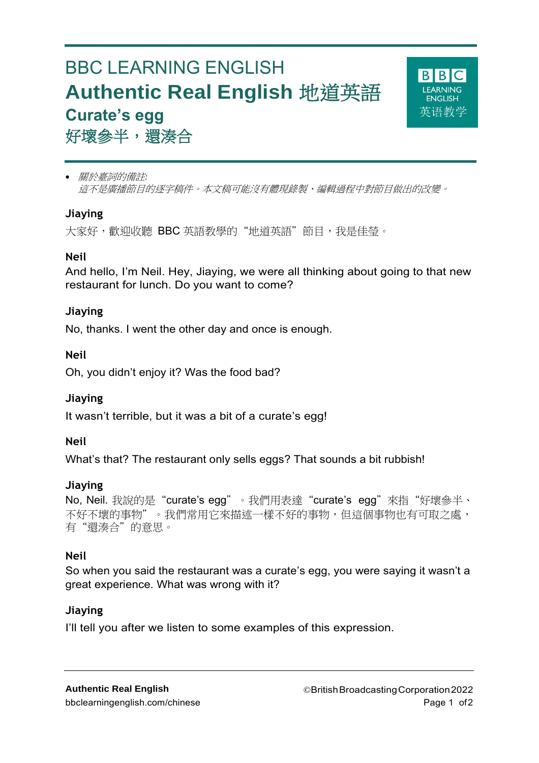# BBC LEARNING ENGLISH

# Authentic Real English 地道英語

## Curate's egg

## 好壞參半，還湊合

- *關於臺詞的備註:*
  *這不是廣播節目的逐字稿件。本文稿可能沒有體現錄製、編輯過程中對節目做出的改變。*

**Jiaying**

大家好，歡迎收聽 BBC 英語教學的"地道英語"節目，我是佳瑩。

**Neil**

And hello, I'm Neil. Hey, Jiaying, we were all thinking about going to that new restaurant for lunch. Do you want to come?

**Jiaying**

No, thanks. I went the other day and once is enough.

**Neil**

Oh, you didn't enjoy it? Was the food bad?

**Jiaying**

It wasn't terrible, but it was a bit of a curate's egg!

**Neil**

What's that? The restaurant only sells eggs? That sounds a bit rubbish!

**Jiaying**

No, Neil. 我說的是"curate's egg"。我們用表達"curate's egg"來指"好壞參半、不好不壞的事物"。我們常用它來描述一樣不好的事物，但這個事物也有可取之處，有"還湊合"的意思。

**Neil**

So when you said the restaurant was a curate's egg, you were saying it wasn't a great experience. What was wrong with it?

**Jiaying**

I'll tell you after we listen to some examples of this expression.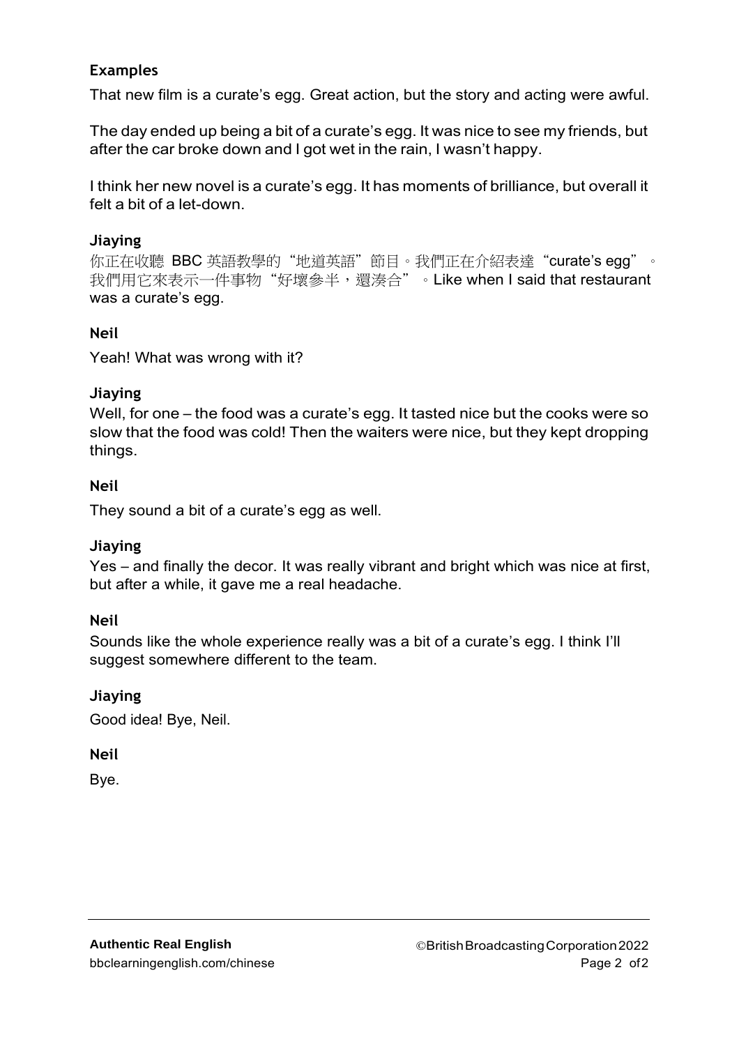**Examples**

That new film is a curate's egg. Great action, but the story and acting were awful.

The day ended up being a bit of a curate's egg. It was nice to see my friends, but after the car broke down and I got wet in the rain, I wasn't happy.

I think her new novel is a curate's egg. It has moments of brilliance, but overall it felt a bit of a let-down.

**Jiaying**

你正在收聽 BBC 英語教學的"地道英語"節目。我們正在介紹表達"curate's egg"。我們用它來表示一件事物"好壞參半，還湊合"。Like when I said that restaurant was a curate's egg.

**Neil**

Yeah! What was wrong with it?

**Jiaying**

Well, for one – the food was a curate's egg. It tasted nice but the cooks were so slow that the food was cold! Then the waiters were nice, but they kept dropping things.

**Neil**

They sound a bit of a curate's egg as well.

**Jiaying**

Yes – and finally the decor. It was really vibrant and bright which was nice at first, but after a while, it gave me a real headache.

**Neil**

Sounds like the whole experience really was a bit of a curate's egg. I think I'll suggest somewhere different to the team.

**Jiaying**

Good idea! Bye, Neil.

**Neil**

Bye.